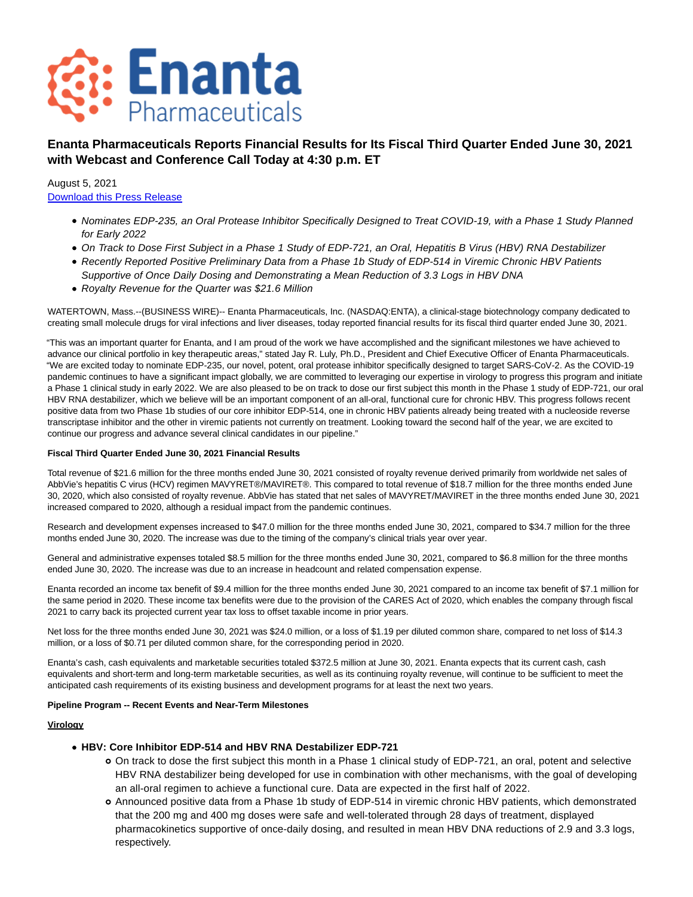# Enanta Pharmaceuticals Reports Financial Results for Its Fiscal Third Quarter Ended June 30, 2021 with Webcast and Conference Call Today at 4:30 p.m. ET

August 5, 2021

Download this Press Release

- *Nominates EDP-235, an Oral Protease Inhibitor Specifically Designed to Treat COVID-19, with a Phase 1 Study Planned for Early 2022*
- *On Track to Dose First Subject in a Phase 1 Study of EDP-721, an Oral, Hepatitis B Virus (HBV) RNA Destabilizer*
- *Recently Reported Positive Preliminary Data from a Phase 1b Study of EDP-514 in Viremic Chronic HBV Patients Supportive of Once Daily Dosing and Demonstrating a Mean Reduction of 3.3 Logs in HBV DNA*
- *Royalty Revenue for the Quarter was $21.6 Million*

WATERTOWN, Mass.--(BUSINESS WIRE)-- Enanta Pharmaceuticals, Inc. (NASDAQ:ENTA), a clinical-stage biotechnology company dedicated to creating small molecule drugs for viral infections and liver diseases, today reported financial results for its fiscal third quarter ended June 30, 2021.

"This was an important quarter for Enanta, and I am proud of the work we have accomplished and the significant milestones we have achieved to advance our clinical portfolio in key therapeutic areas," stated Jay R. Luly, Ph.D., President and Chief Executive Officer of Enanta Pharmaceuticals. "We are excited today to nominate EDP-235, our novel, potent, oral protease inhibitor specifically designed to target SARS-CoV-2. As the COVID-19 pandemic continues to have a significant impact globally, we are committed to leveraging our expertise in virology to progress this program and initiate a Phase 1 clinical study in early 2022. We are also pleased to be on track to dose our first subject this month in the Phase 1 study of EDP-721, our oral HBV RNA destabilizer, which we believe will be an important component of an all-oral, functional cure for chronic HBV. This progress follows recent positive data from two Phase 1b studies of our core inhibitor EDP-514, one in chronic HBV patients already being treated with a nucleoside reverse transcriptase inhibitor and the other in viremic patients not currently on treatment. Looking toward the second half of the year, we are excited to continue our progress and advance several clinical candidates in our pipeline."

**Fiscal Third Quarter Ended June 30, 2021 Financial Results**

Total revenue of $21.6 million for the three months ended June 30, 2021 consisted of royalty revenue derived primarily from worldwide net sales of AbbVie's hepatitis C virus (HCV) regimen MAVYRET®/MAVIRET®. This compared to total revenue of $18.7 million for the three months ended June 30, 2020, which also consisted of royalty revenue. AbbVie has stated that net sales of MAVYRET/MAVIRET in the three months ended June 30, 2021 increased compared to 2020, although a residual impact from the pandemic continues.

Research and development expenses increased to $47.0 million for the three months ended June 30, 2021, compared to $34.7 million for the three months ended June 30, 2020. The increase was due to the timing of the company's clinical trials year over year.

General and administrative expenses totaled $8.5 million for the three months ended June 30, 2021, compared to $6.8 million for the three months ended June 30, 2020. The increase was due to an increase in headcount and related compensation expense.

Enanta recorded an income tax benefit of $9.4 million for the three months ended June 30, 2021 compared to an income tax benefit of $7.1 million for the same period in 2020. These income tax benefits were due to the provision of the CARES Act of 2020, which enables the company through fiscal 2021 to carry back its projected current year tax loss to offset taxable income in prior years.

Net loss for the three months ended June 30, 2021 was $24.0 million, or a loss of $1.19 per diluted common share, compared to net loss of $14.3 million, or a loss of $0.71 per diluted common share, for the corresponding period in 2020.

Enanta's cash, cash equivalents and marketable securities totaled $372.5 million at June 30, 2021. Enanta expects that its current cash, cash equivalents and short-term and long-term marketable securities, as well as its continuing royalty revenue, will continue to be sufficient to meet the anticipated cash requirements of its existing business and development programs for at least the next two years.

**Pipeline Program -- Recent Events and Near-Term Milestones**

**Virology**

- **HBV: Core Inhibitor EDP-514 and HBV RNA Destabilizer EDP-721**
  - On track to dose the first subject this month in a Phase 1 clinical study of EDP-721, an oral, potent and selective HBV RNA destabilizer being developed for use in combination with other mechanisms, with the goal of developing an all-oral regimen to achieve a functional cure. Data are expected in the first half of 2022.
  - Announced positive data from a Phase 1b study of EDP-514 in viremic chronic HBV patients, which demonstrated that the 200 mg and 400 mg doses were safe and well-tolerated through 28 days of treatment, displayed pharmacokinetics supportive of once-daily dosing, and resulted in mean HBV DNA reductions of 2.9 and 3.3 logs, respectively.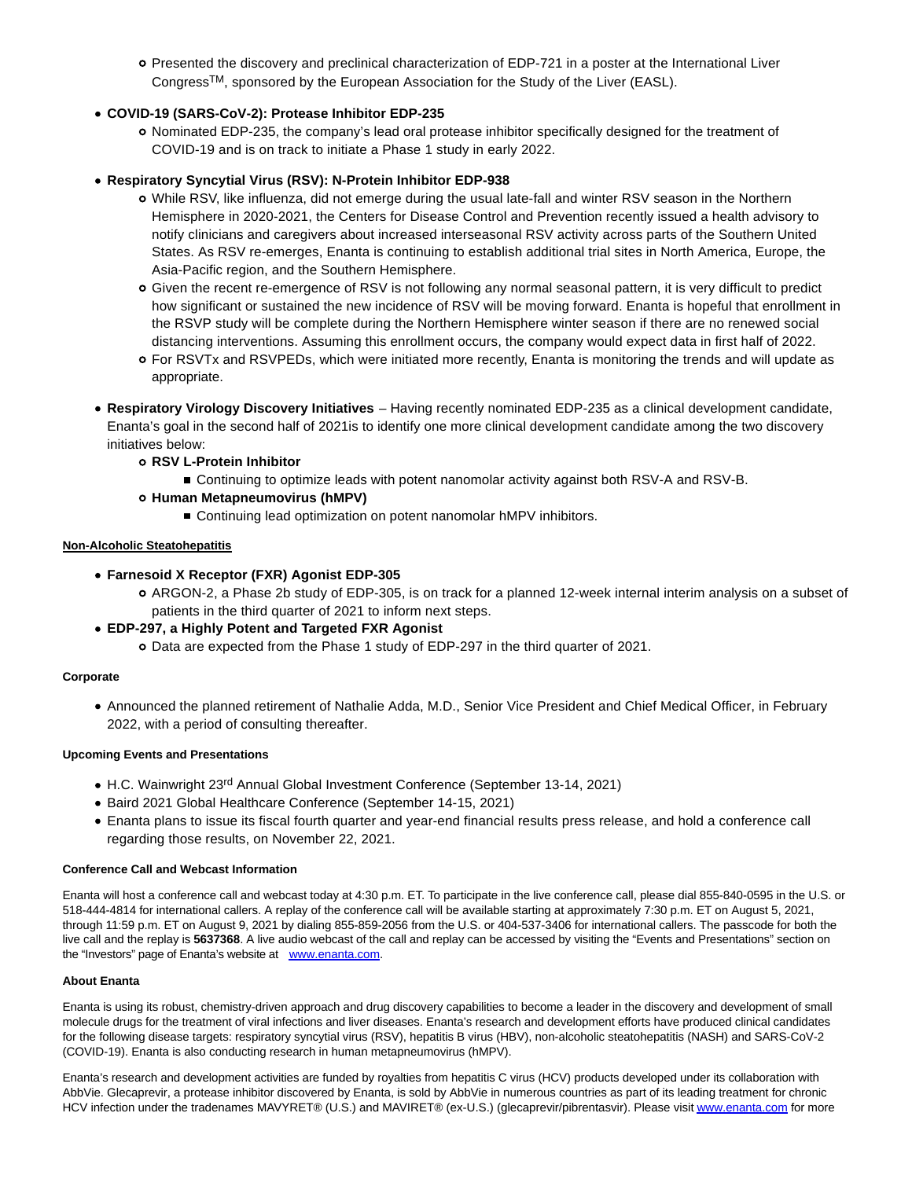- Presented the discovery and preclinical characterization of EDP-721 in a poster at the International Liver Congress™, sponsored by the European Association for the Study of the Liver (EASL).

- **COVID-19 (SARS-CoV-2): Protease Inhibitor EDP-235**
  - Nominated EDP-235, the company's lead oral protease inhibitor specifically designed for the treatment of COVID-19 and is on track to initiate a Phase 1 study in early 2022.

- **Respiratory Syncytial Virus (RSV): N-Protein Inhibitor EDP-938**
  - While RSV, like influenza, did not emerge during the usual late-fall and winter RSV season in the Northern Hemisphere in 2020-2021, the Centers for Disease Control and Prevention recently issued a health advisory to notify clinicians and caregivers about increased interseasonal RSV activity across parts of the Southern United States. As RSV re-emerges, Enanta is continuing to establish additional trial sites in North America, Europe, the Asia-Pacific region, and the Southern Hemisphere.
  - Given the recent re-emergence of RSV is not following any normal seasonal pattern, it is very difficult to predict how significant or sustained the new incidence of RSV will be moving forward. Enanta is hopeful that enrollment in the RSVP study will be complete during the Northern Hemisphere winter season if there are no renewed social distancing interventions. Assuming this enrollment occurs, the company would expect data in first half of 2022.
  - For RSVTx and RSVPEDs, which were initiated more recently, Enanta is monitoring the trends and will update as appropriate.

- **Respiratory Virology Discovery Initiatives** – Having recently nominated EDP-235 as a clinical development candidate, Enanta's goal in the second half of 2021is to identify one more clinical development candidate among the two discovery initiatives below:
  - **RSV L-Protein Inhibitor**
    - Continuing to optimize leads with potent nanomolar activity against both RSV-A and RSV-B.
  - **Human Metapneumovirus (hMPV)**
    - Continuing lead optimization on potent nanomolar hMPV inhibitors.

**Non-Alcoholic Steatohepatitis**

- **Farnesoid X Receptor (FXR) Agonist EDP-305**
  - ARGON-2, a Phase 2b study of EDP-305, is on track for a planned 12-week internal interim analysis on a subset of patients in the third quarter of 2021 to inform next steps.
- **EDP-297, a Highly Potent and Targeted FXR Agonist**
  - Data are expected from the Phase 1 study of EDP-297 in the third quarter of 2021.

**Corporate**

- Announced the planned retirement of Nathalie Adda, M.D., Senior Vice President and Chief Medical Officer, in February 2022, with a period of consulting thereafter.

**Upcoming Events and Presentations**

- H.C. Wainwright 23rd Annual Global Investment Conference (September 13-14, 2021)
- Baird 2021 Global Healthcare Conference (September 14-15, 2021)
- Enanta plans to issue its fiscal fourth quarter and year-end financial results press release, and hold a conference call regarding those results, on November 22, 2021.

**Conference Call and Webcast Information**

Enanta will host a conference call and webcast today at 4:30 p.m. ET. To participate in the live conference call, please dial 855-840-0595 in the U.S. or 518-444-4814 for international callers. A replay of the conference call will be available starting at approximately 7:30 p.m. ET on August 5, 2021, through 11:59 p.m. ET on August 9, 2021 by dialing 855-859-2056 from the U.S. or 404-537-3406 for international callers. The passcode for both the live call and the replay is **5637368**. A live audio webcast of the call and replay can be accessed by visiting the "Events and Presentations" section on the "Investors" page of Enanta's website at www.enanta.com.

**About Enanta**

Enanta is using its robust, chemistry-driven approach and drug discovery capabilities to become a leader in the discovery and development of small molecule drugs for the treatment of viral infections and liver diseases. Enanta's research and development efforts have produced clinical candidates for the following disease targets: respiratory syncytial virus (RSV), hepatitis B virus (HBV), non-alcoholic steatohepatitis (NASH) and SARS-CoV-2 (COVID-19). Enanta is also conducting research in human metapneumovirus (hMPV).

Enanta's research and development activities are funded by royalties from hepatitis C virus (HCV) products developed under its collaboration with AbbVie. Glecaprevir, a protease inhibitor discovered by Enanta, is sold by AbbVie in numerous countries as part of its leading treatment for chronic HCV infection under the tradenames MAVYRET® (U.S.) and MAVIRET® (ex-U.S.) (glecaprevir/pibrentasvir). Please visit www.enanta.com for more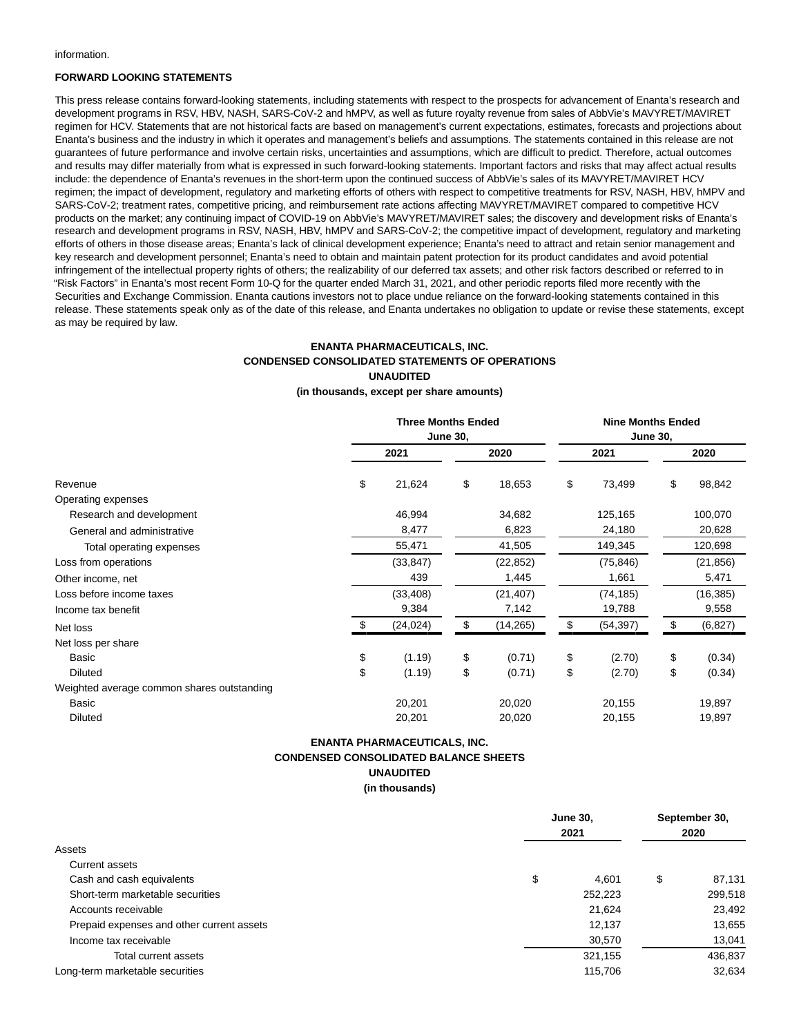information.

**FORWARD LOOKING STATEMENTS**

This press release contains forward-looking statements, including statements with respect to the prospects for advancement of Enanta's research and development programs in RSV, HBV, NASH, SARS-CoV-2 and hMPV, as well as future royalty revenue from sales of AbbVie's MAVYRET/MAVIRET regimen for HCV. Statements that are not historical facts are based on management's current expectations, estimates, forecasts and projections about Enanta's business and the industry in which it operates and management's beliefs and assumptions. The statements contained in this release are not guarantees of future performance and involve certain risks, uncertainties and assumptions, which are difficult to predict. Therefore, actual outcomes and results may differ materially from what is expressed in such forward-looking statements. Important factors and risks that may affect actual results include: the dependence of Enanta's revenues in the short-term upon the continued success of AbbVie's sales of its MAVYRET/MAVIRET HCV regimen; the impact of development, regulatory and marketing efforts of others with respect to competitive treatments for RSV, NASH, HBV, hMPV and SARS-CoV-2; treatment rates, competitive pricing, and reimbursement rate actions affecting MAVYRET/MAVIRET compared to competitive HCV products on the market; any continuing impact of COVID-19 on AbbVie's MAVYRET/MAVIRET sales; the discovery and development risks of Enanta's research and development programs in RSV, NASH, HBV, hMPV and SARS-CoV-2; the competitive impact of development, regulatory and marketing efforts of others in those disease areas; Enanta's lack of clinical development experience; Enanta's need to attract and retain senior management and key research and development personnel; Enanta's need to obtain and maintain patent protection for its product candidates and avoid potential infringement of the intellectual property rights of others; the realizability of our deferred tax assets; and other risk factors described or referred to in "Risk Factors" in Enanta's most recent Form 10-Q for the quarter ended March 31, 2021, and other periodic reports filed more recently with the Securities and Exchange Commission. Enanta cautions investors not to place undue reliance on the forward-looking statements contained in this release. These statements speak only as of the date of this release, and Enanta undertakes no obligation to update or revise these statements, except as may be required by law.

**ENANTA PHARMACEUTICALS, INC.**
**CONDENSED CONSOLIDATED STATEMENTS OF OPERATIONS**
**UNAUDITED**
**(in thousands, except per share amounts)**

| | Three Months Ended June 30, | | Nine Months Ended June 30, | |
|---|---|---|---|---|
| | 2021 | 2020 | 2021 | 2020 |
| Revenue | $ 21,624 | $ 18,653 | $ 73,499 | $ 98,842 |
| Operating expenses | | | | |
| Research and development | 46,994 | 34,682 | 125,165 | 100,070 |
| General and administrative | 8,477 | 6,823 | 24,180 | 20,628 |
| Total operating expenses | 55,471 | 41,505 | 149,345 | 120,698 |
| Loss from operations | (33,847) | (22,852) | (75,846) | (21,856) |
| Other income, net | 439 | 1,445 | 1,661 | 5,471 |
| Loss before income taxes | (33,408) | (21,407) | (74,185) | (16,385) |
| Income tax benefit | 9,384 | 7,142 | 19,788 | 9,558 |
| Net loss | $ (24,024) | $ (14,265) | $ (54,397) | $ (6,827) |
| Net loss per share | | | | |
| Basic | $ (1.19) | $ (0.71) | $ (2.70) | $ (0.34) |
| Diluted | $ (1.19) | $ (0.71) | $ (2.70) | $ (0.34) |
| Weighted average common shares outstanding | | | | |
| Basic | 20,201 | 20,020 | 20,155 | 19,897 |
| Diluted | 20,201 | 20,020 | 20,155 | 19,897 |

**ENANTA PHARMACEUTICALS, INC.**
**CONDENSED CONSOLIDATED BALANCE SHEETS**
**UNAUDITED**
**(in thousands)**

| | June 30, 2021 | September 30, 2020 |
|---|---|---|
| Assets | | |
| Current assets | | |
| Cash and cash equivalents | $ 4,601 | $ 87,131 |
| Short-term marketable securities | 252,223 | 299,518 |
| Accounts receivable | 21,624 | 23,492 |
| Prepaid expenses and other current assets | 12,137 | 13,655 |
| Income tax receivable | 30,570 | 13,041 |
| Total current assets | 321,155 | 436,837 |
| Long-term marketable securities | 115,706 | 32,634 |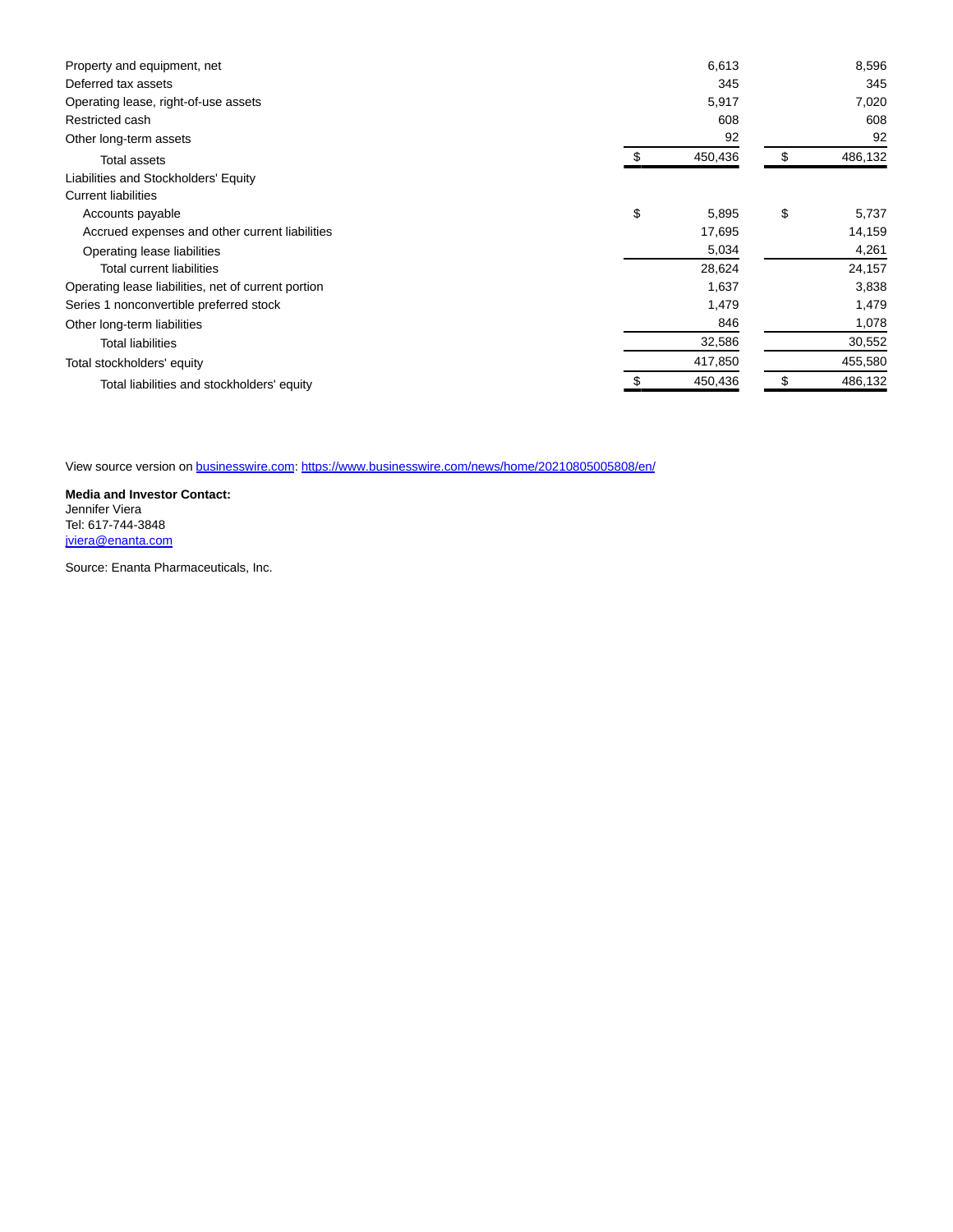| | | |
|---|---|---|
| Property and equipment, net | 6,613 | 8,596 |
| Deferred tax assets | 345 | 345 |
| Operating lease, right-of-use assets | 5,917 | 7,020 |
| Restricted cash | 608 | 608 |
| Other long-term assets | 92 | 92 |
| Total assets | $ 450,436 | $ 486,132 |
| Liabilities and Stockholders' Equity | | |
| Current liabilities | | |
| Accounts payable | $ 5,895 | $ 5,737 |
| Accrued expenses and other current liabilities | 17,695 | 14,159 |
| Operating lease liabilities | 5,034 | 4,261 |
| Total current liabilities | 28,624 | 24,157 |
| Operating lease liabilities, net of current portion | 1,637 | 3,838 |
| Series 1 nonconvertible preferred stock | 1,479 | 1,479 |
| Other long-term liabilities | 846 | 1,078 |
| Total liabilities | 32,586 | 30,552 |
| Total stockholders' equity | 417,850 | 455,580 |
| Total liabilities and stockholders' equity | $ 450,436 | $ 486,132 |

View source version on businesswire.com: https://www.businesswire.com/news/home/20210805005808/en/

**Media and Investor Contact:**
Jennifer Viera
Tel: 617-744-3848
jviera@enanta.com

Source: Enanta Pharmaceuticals, Inc.